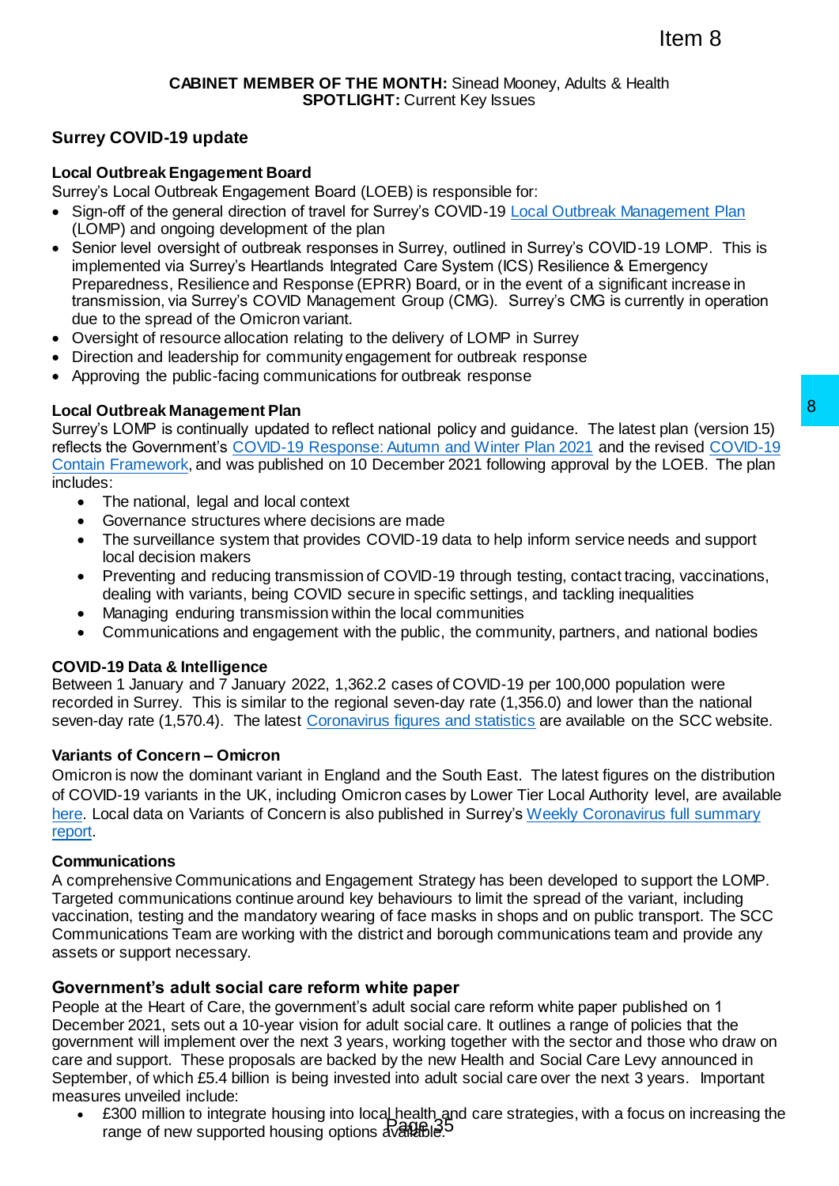Item 8

**CABINET MEMBER OF THE MONTH:** Sinead Mooney, Adults & Health
**SPOTLIGHT:** Current Key Issues

## Surrey COVID-19 update

### Local Outbreak Engagement Board

Surrey's Local Outbreak Engagement Board (LOEB) is responsible for:

- Sign-off of the general direction of travel for Surrey's COVID-19 Local Outbreak Management Plan (LOMP) and ongoing development of the plan
- Senior level oversight of outbreak responses in Surrey, outlined in Surrey's COVID-19 LOMP. This is implemented via Surrey's Heartlands Integrated Care System (ICS) Resilience & Emergency Preparedness, Resilience and Response (EPRR) Board, or in the event of a significant increase in transmission, via Surrey's COVID Management Group (CMG). Surrey's CMG is currently in operation due to the spread of the Omicron variant.
- Oversight of resource allocation relating to the delivery of LOMP in Surrey
- Direction and leadership for community engagement for outbreak response
- Approving the public-facing communications for outbreak response

### Local Outbreak Management Plan

Surrey's LOMP is continually updated to reflect national policy and guidance. The latest plan (version 15) reflects the Government's COVID-19 Response: Autumn and Winter Plan 2021 and the revised COVID-19 Contain Framework, and was published on 10 December 2021 following approval by the LOEB. The plan includes:

- The national, legal and local context
- Governance structures where decisions are made
- The surveillance system that provides COVID-19 data to help inform service needs and support local decision makers
- Preventing and reducing transmission of COVID-19 through testing, contact tracing, vaccinations, dealing with variants, being COVID secure in specific settings, and tackling inequalities
- Managing enduring transmission within the local communities
- Communications and engagement with the public, the community, partners, and national bodies

### COVID-19 Data & Intelligence

Between 1 January and 7 January 2022, 1,362.2 cases of COVID-19 per 100,000 population were recorded in Surrey. This is similar to the regional seven-day rate (1,356.0) and lower than the national seven-day rate (1,570.4). The latest Coronavirus figures and statistics are available on the SCC website.

### Variants of Concern – Omicron

Omicron is now the dominant variant in England and the South East. The latest figures on the distribution of COVID-19 variants in the UK, including Omicron cases by Lower Tier Local Authority level, are available here. Local data on Variants of Concern is also published in Surrey's Weekly Coronavirus full summary report.

### Communications

A comprehensive Communications and Engagement Strategy has been developed to support the LOMP. Targeted communications continue around key behaviours to limit the spread of the variant, including vaccination, testing and the mandatory wearing of face masks in shops and on public transport. The SCC Communications Team are working with the district and borough communications team and provide any assets or support necessary.

## Government's adult social care reform white paper

People at the Heart of Care, the government's adult social care reform white paper published on 1 December 2021, sets out a 10-year vision for adult social care. It outlines a range of policies that the government will implement over the next 3 years, working together with the sector and those who draw on care and support. These proposals are backed by the new Health and Social Care Levy announced in September, of which £5.4 billion is being invested into adult social care over the next 3 years. Important measures unveiled include:

- £300 million to integrate housing into local health and care strategies, with a focus on increasing the range of new supported housing options available.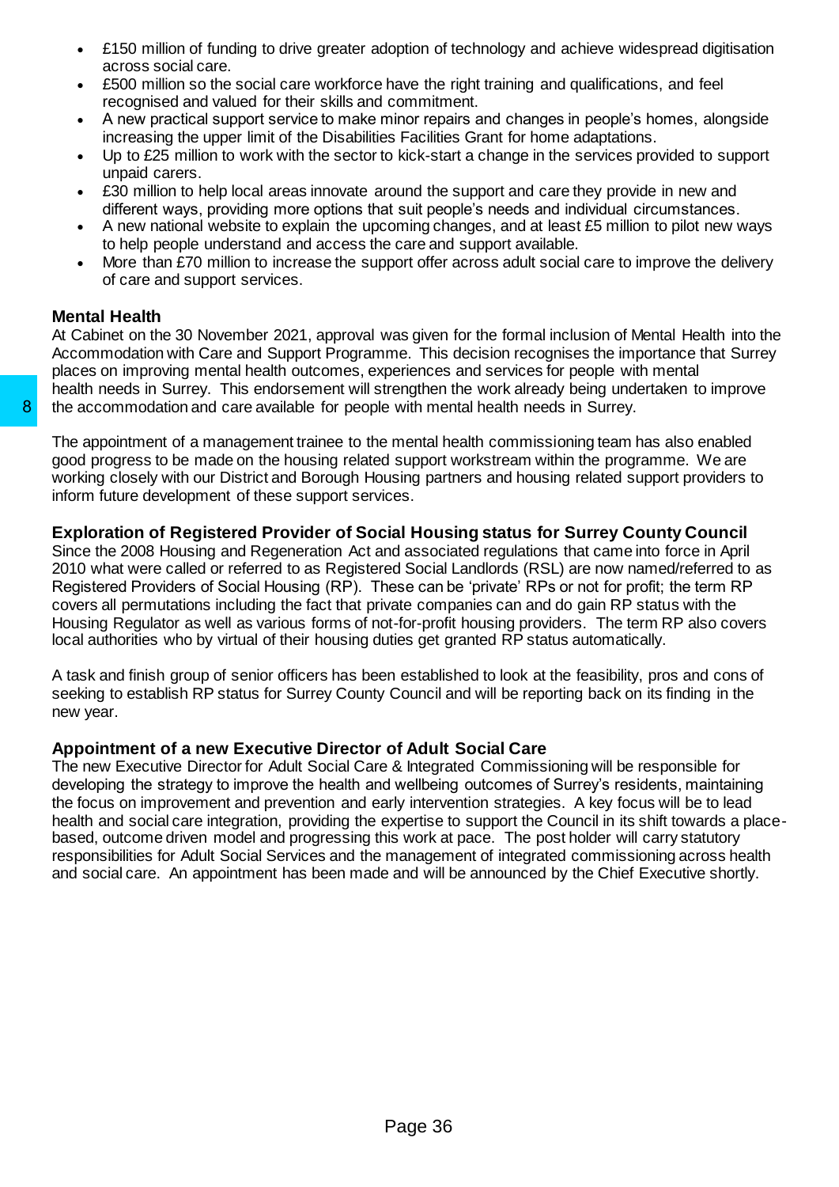- £150 million of funding to drive greater adoption of technology and achieve widespread digitisation across social care.
- £500 million so the social care workforce have the right training and qualifications, and feel recognised and valued for their skills and commitment.
- A new practical support service to make minor repairs and changes in people's homes, alongside increasing the upper limit of the Disabilities Facilities Grant for home adaptations.
- Up to £25 million to work with the sector to kick-start a change in the services provided to support unpaid carers.
- £30 million to help local areas innovate around the support and care they provide in new and different ways, providing more options that suit people's needs and individual circumstances.
- A new national website to explain the upcoming changes, and at least £5 million to pilot new ways to help people understand and access the care and support available.
- More than £70 million to increase the support offer across adult social care to improve the delivery of care and support services.

### Mental Health

At Cabinet on the 30 November 2021, approval was given for the formal inclusion of Mental Health into the Accommodation with Care and Support Programme. This decision recognises the importance that Surrey places on improving mental health outcomes, experiences and services for people with mental health needs in Surrey. This endorsement will strengthen the work already being undertaken to improve the accommodation and care available for people with mental health needs in Surrey.

The appointment of a management trainee to the mental health commissioning team has also enabled good progress to be made on the housing related support workstream within the programme. We are working closely with our District and Borough Housing partners and housing related support providers to inform future development of these support services.

### Exploration of Registered Provider of Social Housing status for Surrey County Council

Since the 2008 Housing and Regeneration Act and associated regulations that came into force in April 2010 what were called or referred to as Registered Social Landlords (RSL) are now named/referred to as Registered Providers of Social Housing (RP). These can be 'private' RPs or not for profit; the term RP covers all permutations including the fact that private companies can and do gain RP status with the Housing Regulator as well as various forms of not-for-profit housing providers. The term RP also covers local authorities who by virtual of their housing duties get granted RP status automatically.

A task and finish group of senior officers has been established to look at the feasibility, pros and cons of seeking to establish RP status for Surrey County Council and will be reporting back on its finding in the new year.

### Appointment of a new Executive Director of Adult Social Care

The new Executive Director for Adult Social Care & Integrated Commissioning will be responsible for developing the strategy to improve the health and wellbeing outcomes of Surrey's residents, maintaining the focus on improvement and prevention and early intervention strategies. A key focus will be to lead health and social care integration, providing the expertise to support the Council in its shift towards a place-based, outcome driven model and progressing this work at pace. The post holder will carry statutory responsibilities for Adult Social Services and the management of integrated commissioning across health and social care. An appointment has been made and will be announced by the Chief Executive shortly.